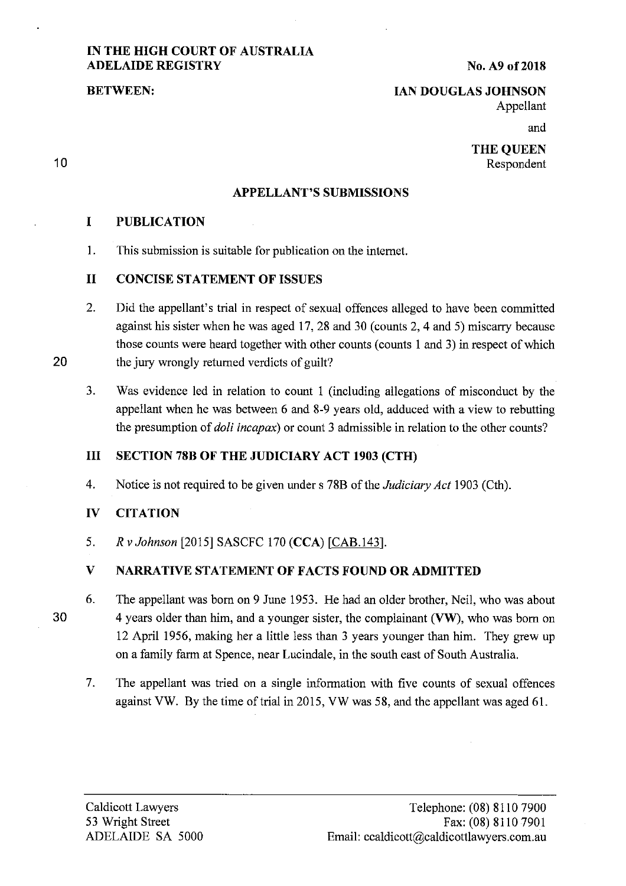**IN THE HIGH COURT OF AUSTRALIA**
**ADELAIDE REGISTRY**

**No. A9 of 2018**

**BETWEEN:**

**IAN DOUGLAS JOHNSON**
Appellant

and

**THE QUEEN**
Respondent

## APPELLANT'S SUBMISSIONS

### I PUBLICATION

1. This submission is suitable for publication on the internet.

### II CONCISE STATEMENT OF ISSUES

2. Did the appellant's trial in respect of sexual offences alleged to have been committed against his sister when he was aged 17, 28 and 30 (counts 2, 4 and 5) miscarry because those counts were heard together with other counts (counts 1 and 3) in respect of which the jury wrongly returned verdicts of guilt?

3. Was evidence led in relation to count 1 (including allegations of misconduct by the appellant when he was between 6 and 8-9 years old, adduced with a view to rebutting the presumption of *doli incapax*) or count 3 admissible in relation to the other counts?

### III SECTION 78B OF THE JUDICIARY ACT 1903 (CTH)

4. Notice is not required to be given under s 78B of the *Judiciary Act* 1903 (Cth).

### IV CITATION

5. *R v Johnson* [2015] SASCFC 170 (**CCA**) [CAB.143].

### V NARRATIVE STATEMENT OF FACTS FOUND OR ADMITTED

6. The appellant was born on 9 June 1953. He had an older brother, Neil, who was about 4 years older than him, and a younger sister, the complainant (**VW**), who was born on 12 April 1956, making her a little less than 3 years younger than him. They grew up on a family farm at Spence, near Lucindale, in the south east of South Australia.

7. The appellant was tried on a single information with five counts of sexual offences against VW. By the time of trial in 2015, VW was 58, and the appellant was aged 61.

Caldicott Lawyers
53 Wright Street
ADELAIDE SA 5000

Telephone: (08) 8110 7900
Fax: (08) 8110 7901
Email: ccaldicott@caldicottlawyers.com.au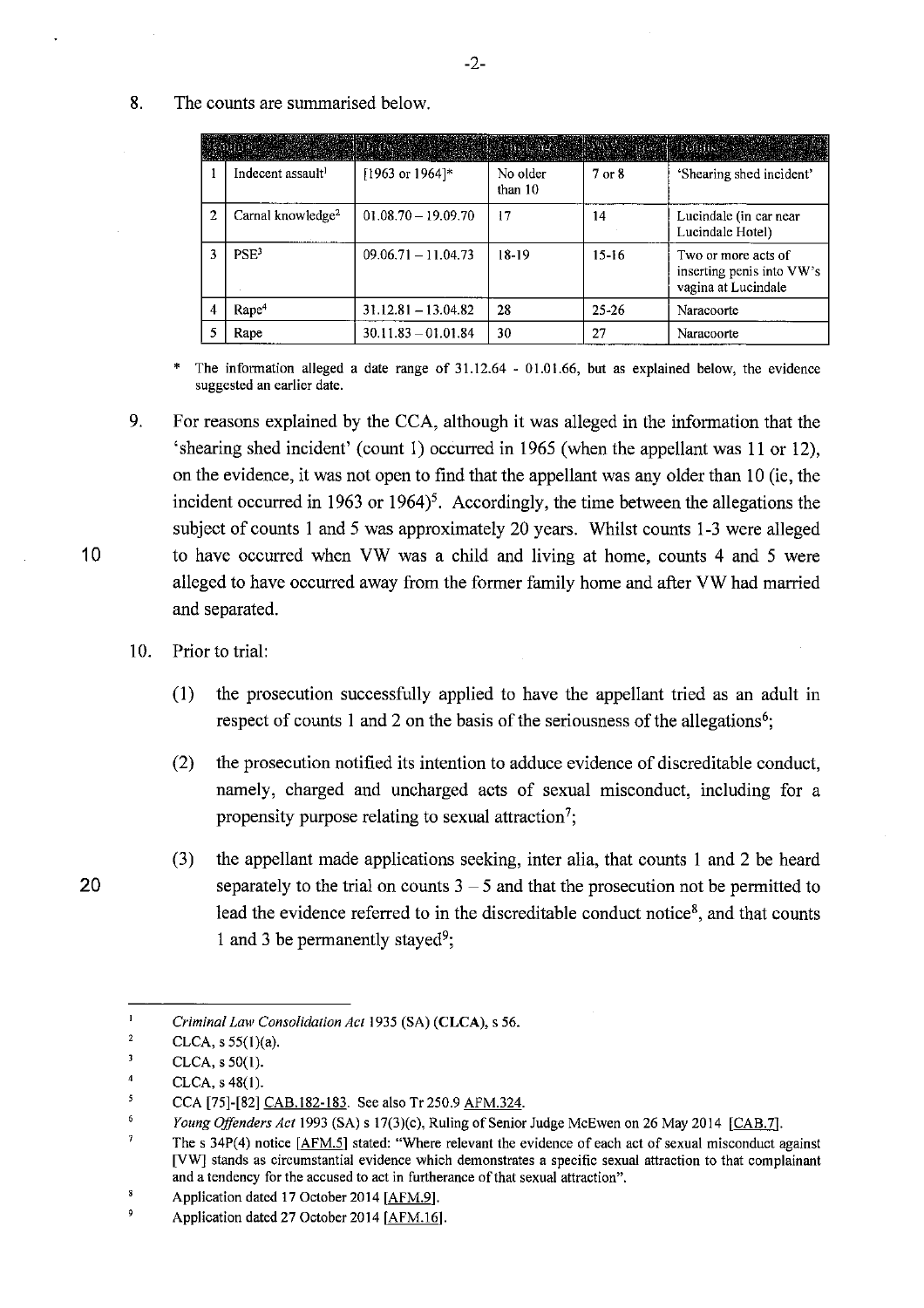8. The counts are summarised below.

| Count | Offence | Date | Appellant's age | VW's age | Details |
|---|---|---|---|---|---|
| 1 | Indecent assault[1] | [1963 or 1964]* | No older than 10 | 7 or 8 | 'Shearing shed incident' |
| 2 | Carnal knowledge[2] | 01.08.70 – 19.09.70 | 17 | 14 | Lucindale (in car near Lucindale Hotel) |
| 3 | PSE[3] | 09.06.71 – 11.04.73 | 18-19 | 15-16 | Two or more acts of inserting penis into VW's vagina at Lucindale |
| 4 | Rape[4] | 31.12.81 – 13.04.82 | 28 | 25-26 | Naracoorte |
| 5 | Rape | 30.11.83 – 01.01.84 | 30 | 27 | Naracoorte |

\* The information alleged a date range of 31.12.64 - 01.01.66, but as explained below, the evidence suggested an earlier date.

9. For reasons explained by the CCA, although it was alleged in the information that the 'shearing shed incident' (count 1) occurred in 1965 (when the appellant was 11 or 12), on the evidence, it was not open to find that the appellant was any older than 10 (ie, the incident occurred in 1963 or 1964)[5]. Accordingly, the time between the allegations the subject of counts 1 and 5 was approximately 20 years. Whilst counts 1-3 were alleged to have occurred when VW was a child and living at home, counts 4 and 5 were alleged to have occurred away from the former family home and after VW had married and separated.

10. Prior to trial:

    (1) the prosecution successfully applied to have the appellant tried as an adult in respect of counts 1 and 2 on the basis of the seriousness of the allegations[6];

    (2) the prosecution notified its intention to adduce evidence of discreditable conduct, namely, charged and uncharged acts of sexual misconduct, including for a propensity purpose relating to sexual attraction[7];

    (3) the appellant made applications seeking, inter alia, that counts 1 and 2 be heard separately to the trial on counts 3 – 5 and that the prosecution not be permitted to lead the evidence referred to in the discreditable conduct notice[8], and that counts 1 and 3 be permanently stayed[9];

---

[1] *Criminal Law Consolidation Act* 1935 (SA) (**CLCA**), s 56.

[2] CLCA, s 55(1)(a).

[3] CLCA, s 50(1).

[4] CLCA, s 48(1).

[5] CCA [75]-[82] CAB.182-183. See also Tr 250.9 AFM.324.

[6] *Young Offenders Act* 1993 (SA) s 17(3)(c), Ruling of Senior Judge McEwen on 26 May 2014 [CAB.7].

[7] The s 34P(4) notice [AFM.5] stated: "Where relevant the evidence of each act of sexual misconduct against [VW] stands as circumstantial evidence which demonstrates a specific sexual attraction to that complainant and a tendency for the accused to act in furtherance of that sexual attraction".

[8] Application dated 17 October 2014 [AFM.9].

[9] Application dated 27 October 2014 [AFM.16].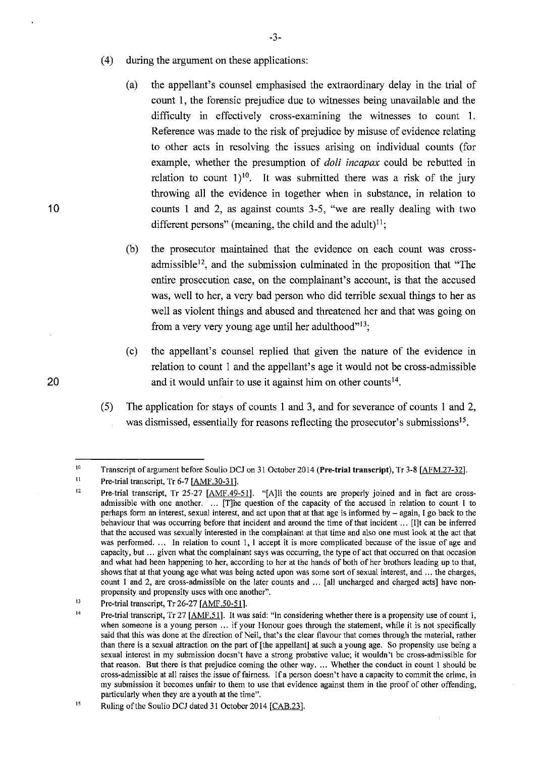(4) during the argument on these applications:

   (a) the appellant's counsel emphasised the extraordinary delay in the trial of count 1, the forensic prejudice due to witnesses being unavailable and the difficulty in effectively cross-examining the witnesses to count 1. Reference was made to the risk of prejudice by misuse of evidence relating to other acts in resolving the issues arising on individual counts (for example, whether the presumption of *doli incapax* could be rebutted in relation to count 1)[10]. It was submitted there was a risk of the jury throwing all the evidence in together when in substance, in relation to counts 1 and 2, as against counts 3-5, "we are really dealing with two different persons" (meaning, the child and the adult)[11];

   (b) the prosecutor maintained that the evidence on each count was cross-admissible[12], and the submission culminated in the proposition that "The entire prosecution case, on the complainant's account, is that the accused was, well to her, a very bad person who did terrible sexual things to her as well as violent things and abused and threatened her and that was going on from a very very young age until her adulthood"[13];

   (c) the appellant's counsel replied that given the nature of the evidence in relation to count 1 and the appellant's age it would not be cross-admissible and it would unfair to use it against him on other counts[14].

(5) The application for stays of counts 1 and 3, and for severance of counts 1 and 2, was dismissed, essentially for reasons reflecting the prosecutor's submissions[15].

---

[10] Transcript of argument before Soulio DCJ on 31 October 2014 (**Pre-trial transcript**), Tr 3-8 [AFM.27-32].

[11] Pre-trial transcript, Tr 6-7 [AMF.30-31].

[12] Pre-trial transcript, Tr 25-27 [AMF.49-51]. "[A]ll the counts are properly joined and in fact are cross-admissible with one another. ... [T]he question of the capacity of the accused in relation to count 1 to perhaps form an interest, sexual interest, and act upon that at that age is informed by – again, I go back to the behaviour that was occurring before that incident and around the time of that incident ... [I]t can be inferred that the accused was sexually interested in the complainant at that time and also one must look at the act that was performed. ... In relation to count 1, I accept it is more complicated because of the issue of age and capacity, but ... given what the complainant says was occurring, the type of act that occurred on that occasion and what had been happening to her, according to her at the hands of both of her brothers leading up to that, shows that at that young age what was being acted upon was some sort of sexual interest, and ... the charges, count 1 and 2, are cross-admissible on the later counts and ... [all uncharged and charged acts] have non-propensity and propensity uses with one another".

[13] Pre-trial transcript, Tr 26-27 [AMF.50-51].

[14] Pre-trial transcript, Tr 27 [AMF.51]. It was said: "In considering whether there is a propensity use of count 1, when someone is a young person ... if your Honour goes through the statement, while it is not specifically said that this was done at the direction of Neil, that's the clear flavour that comes through the material, rather than there is a sexual attraction on the part of [the appellant] at such a young age. So propensity use being a sexual interest in my submission doesn't have a strong probative value; it wouldn't be cross-admissible for that reason. But there is that prejudice coming the other way. ... Whether the conduct in count 1 should be cross-admissible at all raises the issue of fairness. If a person doesn't have a capacity to commit the crime, in my submission it becomes unfair to them to use that evidence against them in the proof of other offending, particularly when they are a youth at the time".

[15] Ruling of the Soulio DCJ dated 31 October 2014 [CAB.23].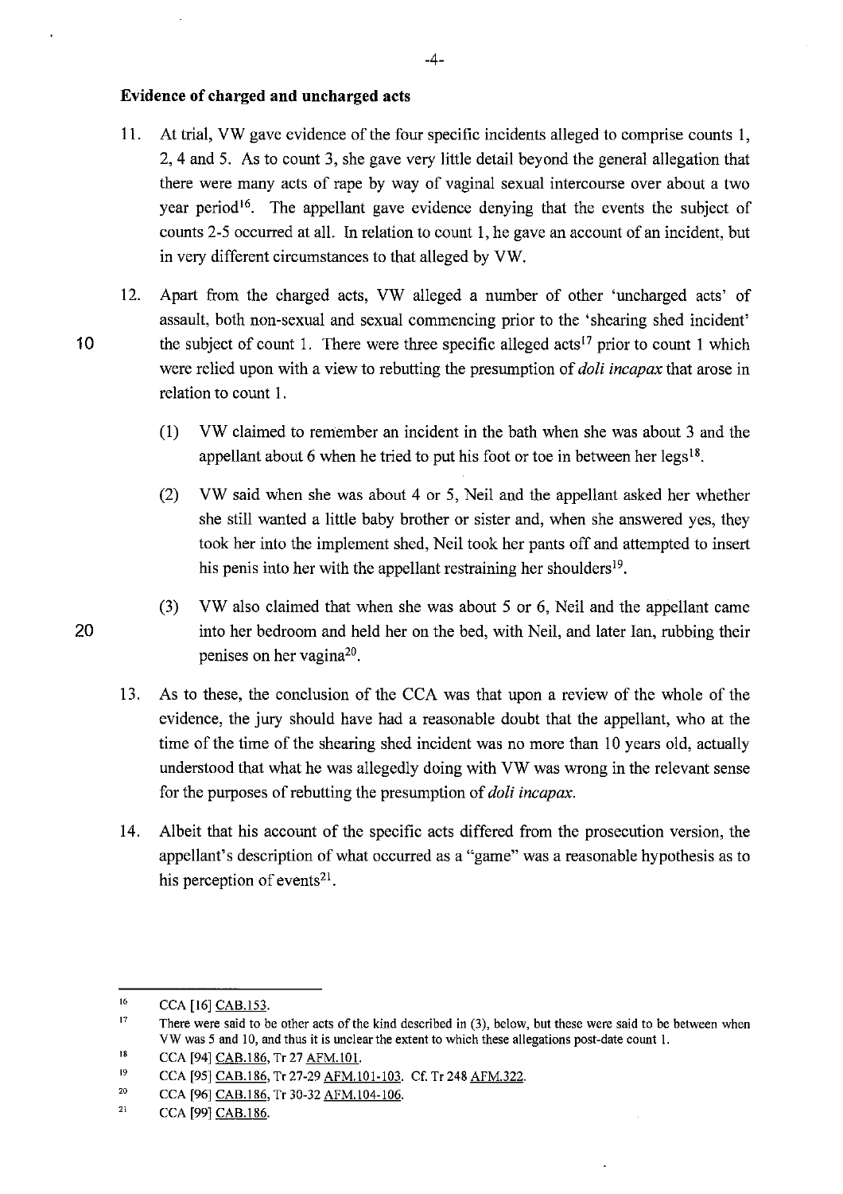**Evidence of charged and uncharged acts**

11. At trial, VW gave evidence of the four specific incidents alleged to comprise counts 1, 2, 4 and 5. As to count 3, she gave very little detail beyond the general allegation that there were many acts of rape by way of vaginal sexual intercourse over about a two year period[16]. The appellant gave evidence denying that the events the subject of counts 2-5 occurred at all. In relation to count 1, he gave an account of an incident, but in very different circumstances to that alleged by VW.

12. Apart from the charged acts, VW alleged a number of other 'uncharged acts' of assault, both non-sexual and sexual commencing prior to the 'shearing shed incident' the subject of count 1. There were three specific alleged acts[17] prior to count 1 which were relied upon with a view to rebutting the presumption of *doli incapax* that arose in relation to count 1.

    (1) VW claimed to remember an incident in the bath when she was about 3 and the appellant about 6 when he tried to put his foot or toe in between her legs[18].

    (2) VW said when she was about 4 or 5, Neil and the appellant asked her whether she still wanted a little baby brother or sister and, when she answered yes, they took her into the implement shed, Neil took her pants off and attempted to insert his penis into her with the appellant restraining her shoulders[19].

    (3) VW also claimed that when she was about 5 or 6, Neil and the appellant came into her bedroom and held her on the bed, with Neil, and later Ian, rubbing their penises on her vagina[20].

13. As to these, the conclusion of the CCA was that upon a review of the whole of the evidence, the jury should have had a reasonable doubt that the appellant, who at the time of the time of the shearing shed incident was no more than 10 years old, actually understood that what he was allegedly doing with VW was wrong in the relevant sense for the purposes of rebutting the presumption of *doli incapax*.

14. Albeit that his account of the specific acts differed from the prosecution version, the appellant's description of what occurred as a "game" was a reasonable hypothesis as to his perception of events[21].

---

[16] CCA [16] CAB.153.

[17] There were said to be other acts of the kind described in (3), below, but these were said to be between when VW was 5 and 10, and thus it is unclear the extent to which these allegations post-date count 1.

[18] CCA [94] CAB.186, Tr 27 AFM.101.

[19] CCA [95] CAB.186, Tr 27-29 AFM.101-103. Cf. Tr 248 AFM.322.

[20] CCA [96] CAB.186, Tr 30-32 AFM.104-106.

[21] CCA [99] CAB.186.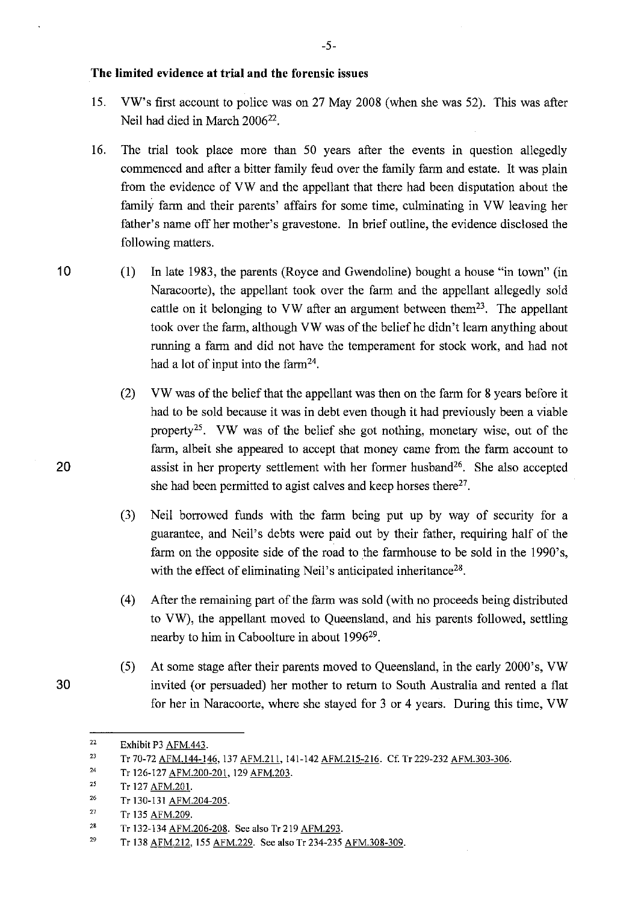## The limited evidence at trial and the forensic issues

15. VW's first account to police was on 27 May 2008 (when she was 52). This was after Neil had died in March 2006[22].

16. The trial took place more than 50 years after the events in question allegedly commenced and after a bitter family feud over the family farm and estate. It was plain from the evidence of VW and the appellant that there had been disputation about the family farm and their parents' affairs for some time, culminating in VW leaving her father's name off her mother's gravestone. In brief outline, the evidence disclosed the following matters.

    (1) In late 1983, the parents (Royce and Gwendoline) bought a house "in town" (in Naracoorte), the appellant took over the farm and the appellant allegedly sold cattle on it belonging to VW after an argument between them[23]. The appellant took over the farm, although VW was of the belief he didn't learn anything about running a farm and did not have the temperament for stock work, and had not had a lot of input into the farm[24].

    (2) VW was of the belief that the appellant was then on the farm for 8 years before it had to be sold because it was in debt even though it had previously been a viable property[25]. VW was of the belief she got nothing, monetary wise, out of the farm, albeit she appeared to accept that money came from the farm account to assist in her property settlement with her former husband[26]. She also accepted she had been permitted to agist calves and keep horses there[27].

    (3) Neil borrowed funds with the farm being put up by way of security for a guarantee, and Neil's debts were paid out by their father, requiring half of the farm on the opposite side of the road to the farmhouse to be sold in the 1990's, with the effect of eliminating Neil's anticipated inheritance[28].

    (4) After the remaining part of the farm was sold (with no proceeds being distributed to VW), the appellant moved to Queensland, and his parents followed, settling nearby to him in Caboolture in about 1996[29].

    (5) At some stage after their parents moved to Queensland, in the early 2000's, VW invited (or persuaded) her mother to return to South Australia and rented a flat for her in Naracoorte, where she stayed for 3 or 4 years. During this time, VW

---

[22] Exhibit P3 AFM.443.

[23] Tr 70-72 AFM.144-146, 137 AFM.211, 141-142 AFM.215-216. Cf. Tr 229-232 AFM.303-306.

[24] Tr 126-127 AFM.200-201, 129 AFM.203.

[25] Tr 127 AFM.201.

[26] Tr 130-131 AFM.204-205.

[27] Tr 135 AFM.209.

[28] Tr 132-134 AFM.206-208. See also Tr 219 AFM.293.

[29] Tr 138 AFM.212, 155 AFM.229. See also Tr 234-235 AFM.308-309.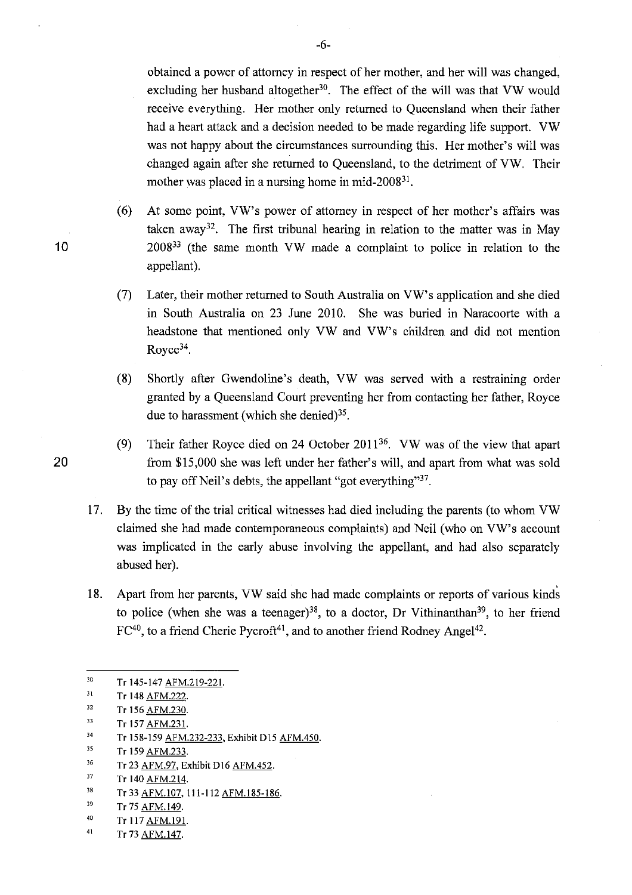obtained a power of attorney in respect of her mother, and her will was changed, excluding her husband altogether[30]. The effect of the will was that VW would receive everything. Her mother only returned to Queensland when their father had a heart attack and a decision needed to be made regarding life support. VW was not happy about the circumstances surrounding this. Her mother's will was changed again after she returned to Queensland, to the detriment of VW. Their mother was placed in a nursing home in mid-2008[31].

(6) At some point, VW's power of attorney in respect of her mother's affairs was taken away[32]. The first tribunal hearing in relation to the matter was in May 2008[33] (the same month VW made a complaint to police in relation to the appellant).

(7) Later, their mother returned to South Australia on VW's application and she died in South Australia on 23 June 2010. She was buried in Naracoorte with a headstone that mentioned only VW and VW's children and did not mention Royce[34].

(8) Shortly after Gwendoline's death, VW was served with a restraining order granted by a Queensland Court preventing her from contacting her father, Royce due to harassment (which she denied)[35].

(9) Their father Royce died on 24 October 2011[36]. VW was of the view that apart from $15,000 she was left under her father's will, and apart from what was sold to pay off Neil's debts, the appellant "got everything"[37].

17. By the time of the trial critical witnesses had died including the parents (to whom VW claimed she had made contemporaneous complaints) and Neil (who on VW's account was implicated in the early abuse involving the appellant, and had also separately abused her).

18. Apart from her parents, VW said she had made complaints or reports of various kinds to police (when she was a teenager)[38], to a doctor, Dr Vithinanthan[39], to her friend FC[40], to a friend Cherie Pycroft[41], and to another friend Rodney Angel[42].

---

30 Tr 145-147 AFM.219-221.

31 Tr 148 AFM.222.

32 Tr 156 AFM.230.

33 Tr 157 AFM.231.

34 Tr 158-159 AFM.232-233, Exhibit D15 AFM.450.

35 Tr 159 AFM.233.

36 Tr 23 AFM.97, Exhibit D16 AFM.452.

37 Tr 140 AFM.214.

38 Tr 33 AFM.107, 111-112 AFM.185-186.

39 Tr 75 AFM.149.

40 Tr 117 AFM.191.

41 Tr 73 AFM.147.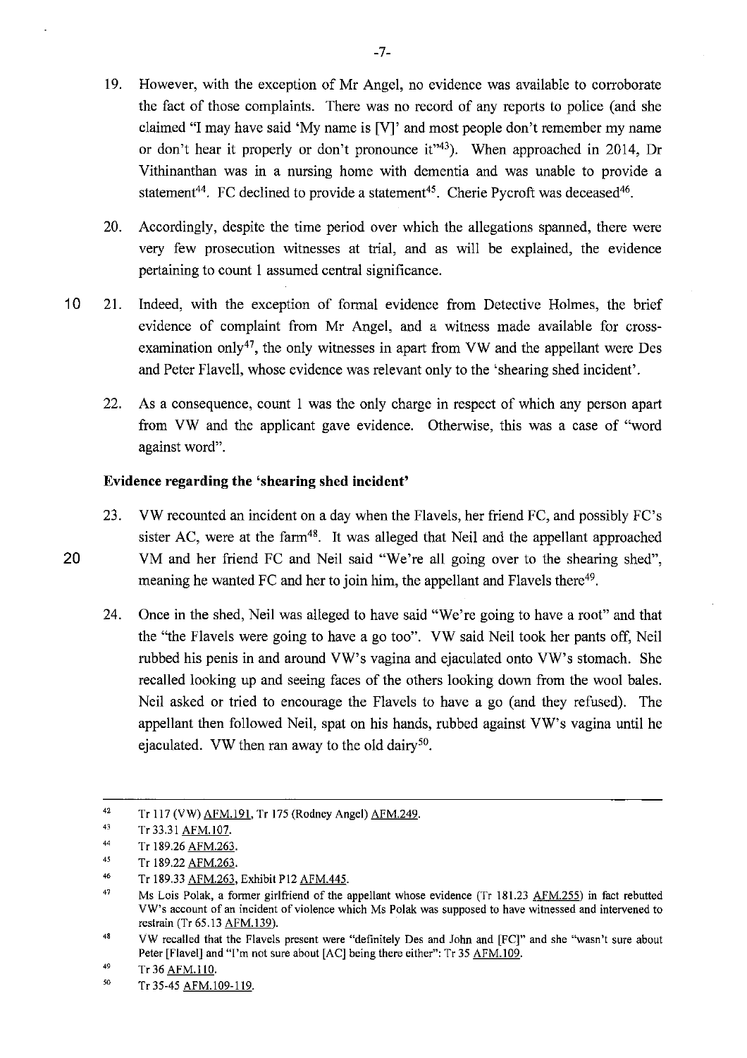19. However, with the exception of Mr Angel, no evidence was available to corroborate the fact of those complaints. There was no record of any reports to police (and she claimed "I may have said 'My name is [V]' and most people don't remember my name or don't hear it properly or don't pronounce it"[43]). When approached in 2014, Dr Vithinanthan was in a nursing home with dementia and was unable to provide a statement[44]. FC declined to provide a statement[45]. Cherie Pycroft was deceased[46].

20. Accordingly, despite the time period over which the allegations spanned, there were very few prosecution witnesses at trial, and as will be explained, the evidence pertaining to count 1 assumed central significance.

21. Indeed, with the exception of formal evidence from Detective Holmes, the brief evidence of complaint from Mr Angel, and a witness made available for cross-examination only[47], the only witnesses in apart from VW and the appellant were Des and Peter Flavell, whose evidence was relevant only to the 'shearing shed incident'.

22. As a consequence, count 1 was the only charge in respect of which any person apart from VW and the applicant gave evidence. Otherwise, this was a case of "word against word".

### Evidence regarding the 'shearing shed incident'

23. VW recounted an incident on a day when the Flavels, her friend FC, and possibly FC's sister AC, were at the farm[48]. It was alleged that Neil and the appellant approached VM and her friend FC and Neil said "We're all going over to the shearing shed", meaning he wanted FC and her to join him, the appellant and Flavels there[49].

24. Once in the shed, Neil was alleged to have said "We're going to have a root" and that the "the Flavels were going to have a go too". VW said Neil took her pants off, Neil rubbed his penis in and around VW's vagina and ejaculated onto VW's stomach. She recalled looking up and seeing faces of the others looking down from the wool bales. Neil asked or tried to encourage the Flavels to have a go (and they refused). The appellant then followed Neil, spat on his hands, rubbed against VW's vagina until he ejaculated. VW then ran away to the old dairy[50].

---

[42] Tr 117 (VW) AFM.191, Tr 175 (Rodney Angel) AFM.249.

[43] Tr 33.31 AFM.107.

[44] Tr 189.26 AFM.263.

[45] Tr 189.22 AFM.263.

[46] Tr 189.33 AFM.263, Exhibit P12 AFM.445.

[47] Ms Lois Polak, a former girlfriend of the appellant whose evidence (Tr 181.23 AFM.255) in fact rebutted VW's account of an incident of violence which Ms Polak was supposed to have witnessed and intervened to restrain (Tr 65.13 AFM.139).

[48] VW recalled that the Flavels present were "definitely Des and John and [FC]" and she "wasn't sure about Peter [Flavel] and "I'm not sure about [AC] being there either": Tr 35 AFM.109.

[49] Tr 36 AFM.110.

[50] Tr 35-45 AFM.109-119.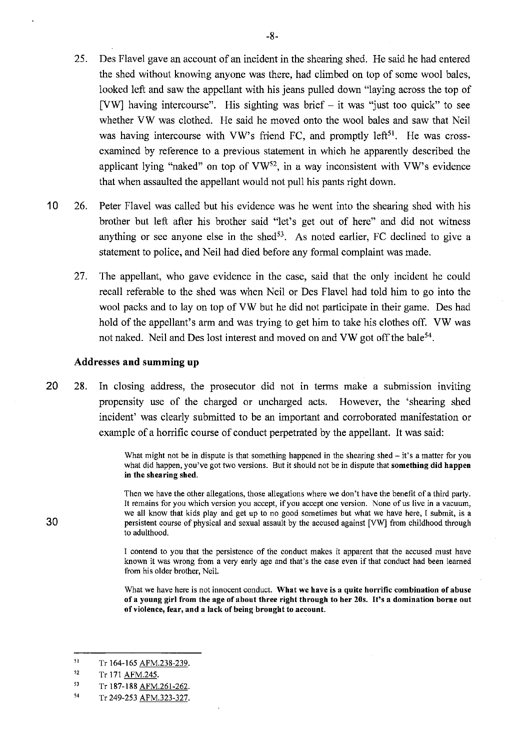25. Des Flavel gave an account of an incident in the shearing shed. He said he had entered the shed without knowing anyone was there, had climbed on top of some wool bales, looked left and saw the appellant with his jeans pulled down "laying across the top of [VW] having intercourse". His sighting was brief – it was "just too quick" to see whether VW was clothed. He said he moved onto the wool bales and saw that Neil was having intercourse with VW's friend FC, and promptly left[51]. He was cross-examined by reference to a previous statement in which he apparently described the applicant lying "naked" on top of VW[52], in a way inconsistent with VW's evidence that when assaulted the appellant would not pull his pants right down.

26. Peter Flavel was called but his evidence was he went into the shearing shed with his brother but left after his brother said "let's get out of here" and did not witness anything or see anyone else in the shed[53]. As noted earlier, FC declined to give a statement to police, and Neil had died before any formal complaint was made.

27. The appellant, who gave evidence in the case, said that the only incident he could recall referable to the shed was when Neil or Des Flavel had told him to go into the wool packs and to lay on top of VW but he did not participate in their game. Des had hold of the appellant's arm and was trying to get him to take his clothes off. VW was not naked. Neil and Des lost interest and moved on and VW got off the bale[54].

### Addresses and summing up

28. In closing address, the prosecutor did not in terms make a submission inviting propensity use of the charged or uncharged acts. However, the 'shearing shed incident' was clearly submitted to be an important and corroborated manifestation or example of a horrific course of conduct perpetrated by the appellant. It was said:

> What might not be in dispute is that something happened in the shearing shed – it's a matter for you what did happen, you've got two versions. But it should not be in dispute that **something did happen in the shearing shed.**
>
> Then we have the other allegations, those allegations where we don't have the benefit of a third party. It remains for you which version you accept, if you accept one version. None of us live in a vacuum, we all know that kids play and get up to no good sometimes but what we have here, I submit, is a persistent course of physical and sexual assault by the accused against [VW] from childhood through to adulthood.
>
> I contend to you that the persistence of the conduct makes it apparent that the accused must have known it was wrong from a very early age and that's the case even if that conduct had been learned from his older brother, Neil.
>
> What we have here is not innocent conduct. **What we have is a quite horrific combination of abuse of a young girl from the age of about three right through to her 20s. It's a domination borne out of violence, fear, and a lack of being brought to account.**

---

[51] Tr 164-165 AFM.238-239.

[52] Tr 171 AFM.245.

[53] Tr 187-188 AFM.261-262.

[54] Tr 249-253 AFM.323-327.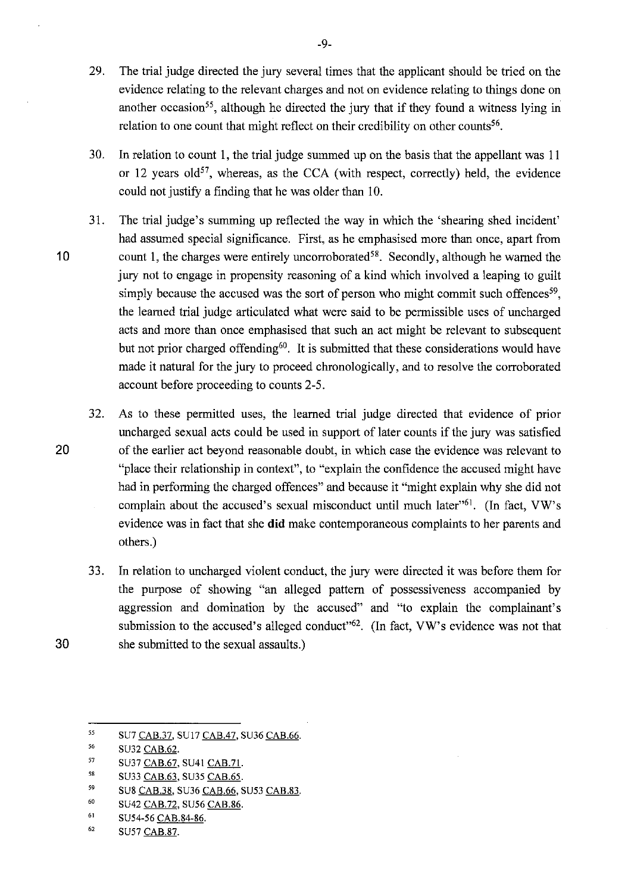29. The trial judge directed the jury several times that the applicant should be tried on the evidence relating to the relevant charges and not on evidence relating to things done on another occasion[55], although he directed the jury that if they found a witness lying in relation to one count that might reflect on their credibility on other counts[56].

30. In relation to count 1, the trial judge summed up on the basis that the appellant was 11 or 12 years old[57], whereas, as the CCA (with respect, correctly) held, the evidence could not justify a finding that he was older than 10.

31. The trial judge's summing up reflected the way in which the 'shearing shed incident' had assumed special significance. First, as he emphasised more than once, apart from count 1, the charges were entirely uncorroborated[58]. Secondly, although he warned the jury not to engage in propensity reasoning of a kind which involved a leaping to guilt simply because the accused was the sort of person who might commit such offences[59], the learned trial judge articulated what were said to be permissible uses of uncharged acts and more than once emphasised that such an act might be relevant to subsequent but not prior charged offending[60]. It is submitted that these considerations would have made it natural for the jury to proceed chronologically, and to resolve the corroborated account before proceeding to counts 2-5.

32. As to these permitted uses, the learned trial judge directed that evidence of prior uncharged sexual acts could be used in support of later counts if the jury was satisfied of the earlier act beyond reasonable doubt, in which case the evidence was relevant to "place their relationship in context", to "explain the confidence the accused might have had in performing the charged offences" and because it "might explain why she did not complain about the accused's sexual misconduct until much later"[61]. (In fact, VW's evidence was in fact that she **did** make contemporaneous complaints to her parents and others.)

33. In relation to uncharged violent conduct, the jury were directed it was before them for the purpose of showing "an alleged pattern of possessiveness accompanied by aggression and domination by the accused" and "to explain the complainant's submission to the accused's alleged conduct"[62]. (In fact, VW's evidence was not that she submitted to the sexual assaults.)

---

[55] SU7 CAB.37, SU17 CAB.47, SU36 CAB.66.

[56] SU32 CAB.62.

[57] SU37 CAB.67, SU41 CAB.71.

[58] SU33 CAB.63, SU35 CAB.65.

[59] SU8 CAB.38, SU36 CAB.66, SU53 CAB.83.

[60] SU42 CAB.72, SU56 CAB.86.

[61] SU54-56 CAB.84-86.

[62] SU57 CAB.87.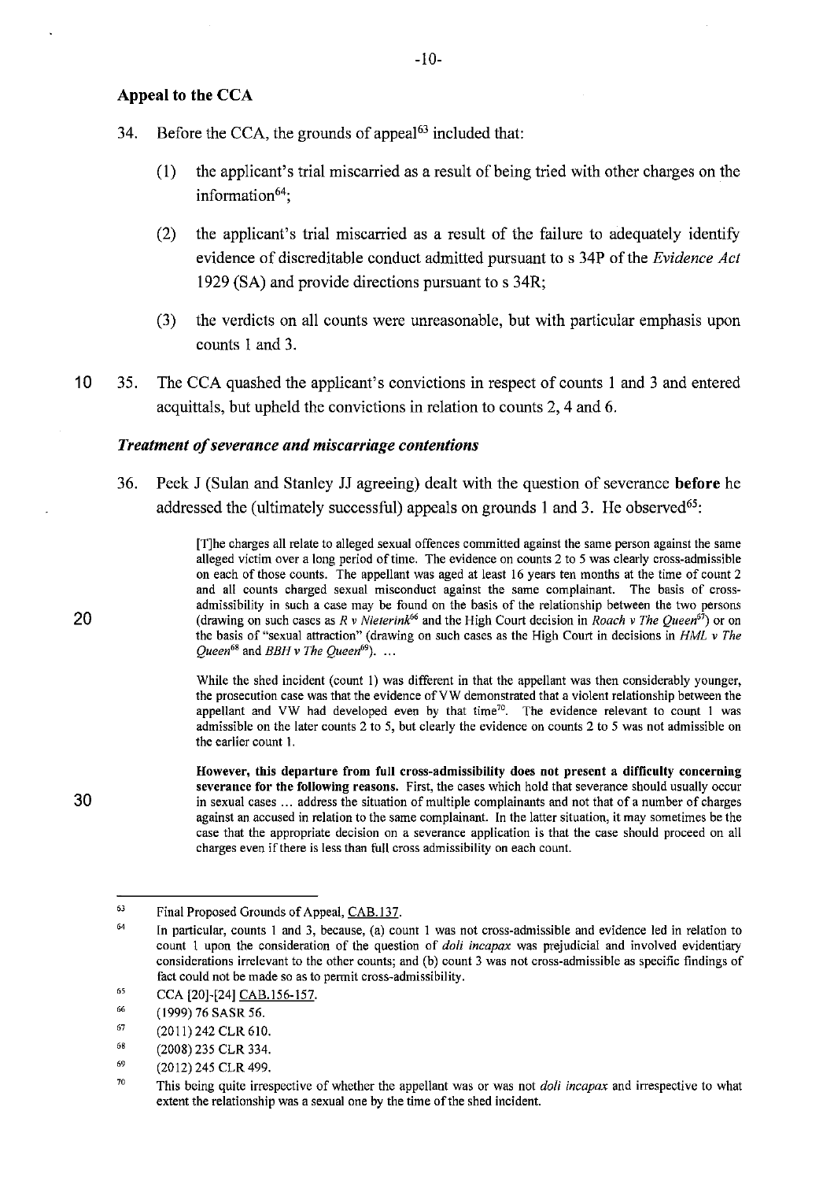### Appeal to the CCA

34. Before the CCA, the grounds of appeal[63] included that:

    (1) the applicant's trial miscarried as a result of being tried with other charges on the information[64];

    (2) the applicant's trial miscarried as a result of the failure to adequately identify evidence of discreditable conduct admitted pursuant to s 34P of the *Evidence Act* 1929 (SA) and provide directions pursuant to s 34R;

    (3) the verdicts on all counts were unreasonable, but with particular emphasis upon counts 1 and 3.

35. The CCA quashed the applicant's convictions in respect of counts 1 and 3 and entered acquittals, but upheld the convictions in relation to counts 2, 4 and 6.

#### *Treatment of severance and miscarriage contentions*

36. Peek J (Sulan and Stanley JJ agreeing) dealt with the question of severance **before** he addressed the (ultimately successful) appeals on grounds 1 and 3. He observed[65]:

> [T]he charges all relate to alleged sexual offences committed against the same person against the same alleged victim over a long period of time. The evidence on counts 2 to 5 was clearly cross-admissible on each of those counts. The appellant was aged at least 16 years ten months at the time of count 2 and all counts charged sexual misconduct against the same complainant. The basis of cross-admissibility in such a case may be found on the basis of the relationship between the two persons (drawing on such cases as *R v Nieterink*[66] and the High Court decision in *Roach v The Queen*[67]) or on the basis of "sexual attraction" (drawing on such cases as the High Court in decisions in *HML v The Queen*[68] and *BBH v The Queen*[69]). ...
>
> While the shed incident (count 1) was different in that the appellant was then considerably younger, the prosecution case was that the evidence of VW demonstrated that a violent relationship between the appellant and VW had developed even by that time[70]. The evidence relevant to count 1 was admissible on the later counts 2 to 5, but clearly the evidence on counts 2 to 5 was not admissible on the earlier count 1.
>
> **However, this departure from full cross-admissibility does not present a difficulty concerning severance for the following reasons.** First, the cases which hold that severance should usually occur in sexual cases ... address the situation of multiple complainants and not that of a number of charges against an accused in relation to the same complainant. In the latter situation, it may sometimes be the case that the appropriate decision on a severance application is that the case should proceed on all charges even if there is less than full cross admissibility on each count.

---

[63] Final Proposed Grounds of Appeal, CAB.137.

[64] In particular, counts 1 and 3, because, (a) count 1 was not cross-admissible and evidence led in relation to count 1 upon the consideration of the question of *doli incapax* was prejudicial and involved evidentiary considerations irrelevant to the other counts; and (b) count 3 was not cross-admissible as specific findings of fact could not be made so as to permit cross-admissibility.

[65] CCA [20]-[24] CAB.156-157.

[66] (1999) 76 SASR 56.

[67] (2011) 242 CLR 610.

[68] (2008) 235 CLR 334.

[69] (2012) 245 CLR 499.

[70] This being quite irrespective of whether the appellant was or was not *doli incapax* and irrespective to what extent the relationship was a sexual one by the time of the shed incident.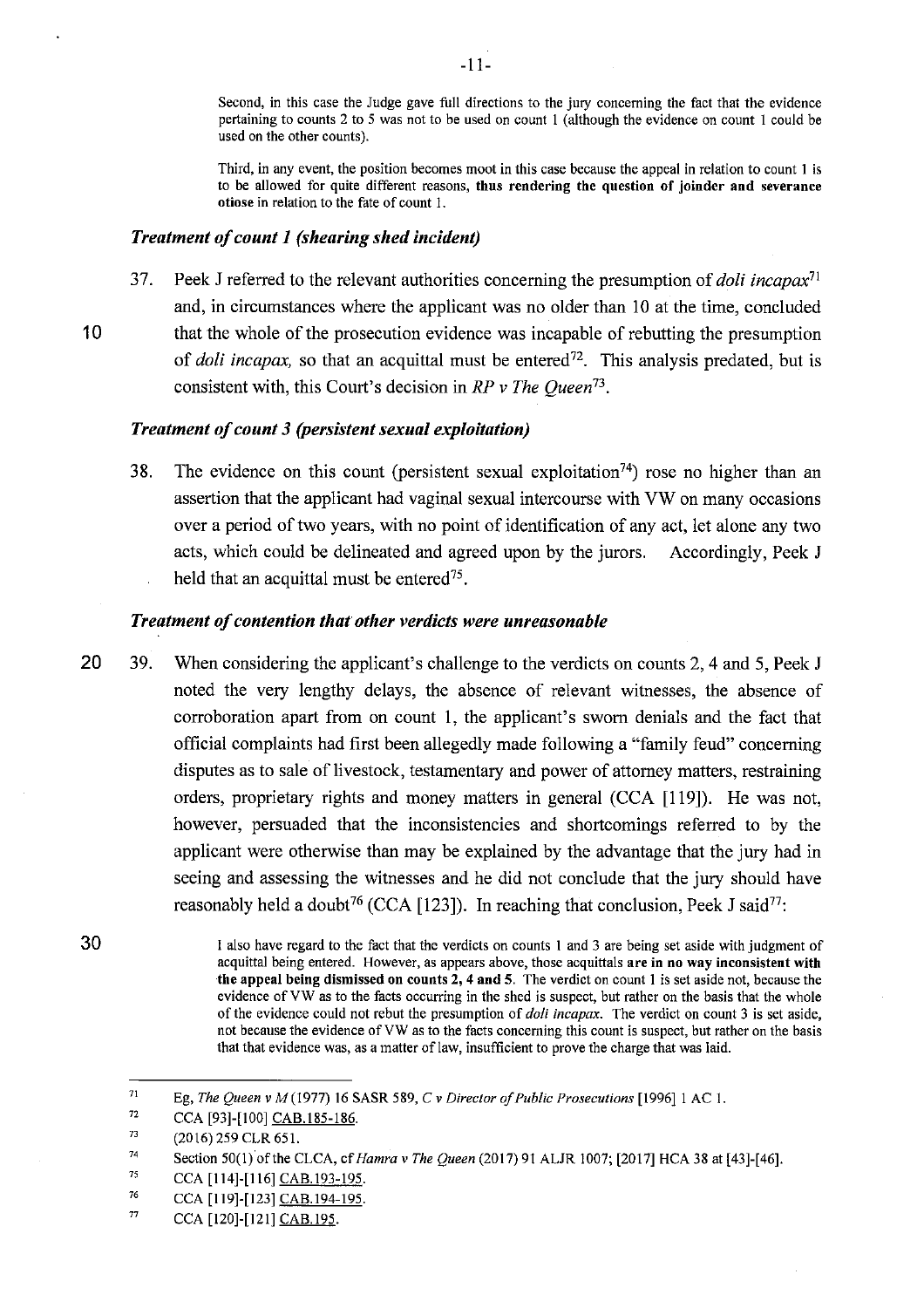Second, in this case the Judge gave full directions to the jury concerning the fact that the evidence pertaining to counts 2 to 5 was not to be used on count 1 (although the evidence on count 1 could be used on the other counts).

Third, in any event, the position becomes moot in this case because the appeal in relation to count 1 is to be allowed for quite different reasons, **thus rendering the question of joinder and severance otiose** in relation to the fate of count 1.

### *Treatment of count 1 (shearing shed incident)*

37. Peek J referred to the relevant authorities concerning the presumption of *doli incapax*[71] and, in circumstances where the applicant was no older than 10 at the time, concluded that the whole of the prosecution evidence was incapable of rebutting the presumption of *doli incapax,* so that an acquittal must be entered[72]. This analysis predated, but is consistent with, this Court's decision in *RP v The Queen*[73].

### *Treatment of count 3 (persistent sexual exploitation)*

38. The evidence on this count (persistent sexual exploitation[74]) rose no higher than an assertion that the applicant had vaginal sexual intercourse with VW on many occasions over a period of two years, with no point of identification of any act, let alone any two acts, which could be delineated and agreed upon by the jurors. Accordingly, Peek J held that an acquittal must be entered[75].

### *Treatment of contention that other verdicts were unreasonable*

39. When considering the applicant's challenge to the verdicts on counts 2, 4 and 5, Peek J noted the very lengthy delays, the absence of relevant witnesses, the absence of corroboration apart from on count 1, the applicant's sworn denials and the fact that official complaints had first been allegedly made following a "family feud" concerning disputes as to sale of livestock, testamentary and power of attorney matters, restraining orders, proprietary rights and money matters in general (CCA [119]). He was not, however, persuaded that the inconsistencies and shortcomings referred to by the applicant were otherwise than may be explained by the advantage that the jury had in seeing and assessing the witnesses and he did not conclude that the jury should have reasonably held a doubt[76] (CCA [123]). In reaching that conclusion, Peek J said[77]:

> I also have regard to the fact that the verdicts on counts 1 and 3 are being set aside with judgment of acquittal being entered. However, as appears above, those acquittals **are in no way inconsistent with the appeal being dismissed on counts 2, 4 and 5**. The verdict on count 1 is set aside not, because the evidence of VW as to the facts occurring in the shed is suspect, but rather on the basis that the whole of the evidence could not rebut the presumption of *doli incapax*. The verdict on count 3 is set aside, not because the evidence of VW as to the facts concerning this count is suspect, but rather on the basis that that evidence was, as a matter of law, insufficient to prove the charge that was laid.

---

71 Eg, *The Queen v M* (1977) 16 SASR 589, *C v Director of Public Prosecutions* [1996] 1 AC 1.

72 CCA [93]-[100] CAB.185-186.

73 (2016) 259 CLR 651.

74 Section 50(1) of the CLCA, cf *Hamra v The Queen* (2017) 91 ALJR 1007; [2017] HCA 38 at [43]-[46].

75 CCA [114]-[116] CAB.193-195.

76 CCA [119]-[123] CAB.194-195.

77 CCA [120]-[121] CAB.195.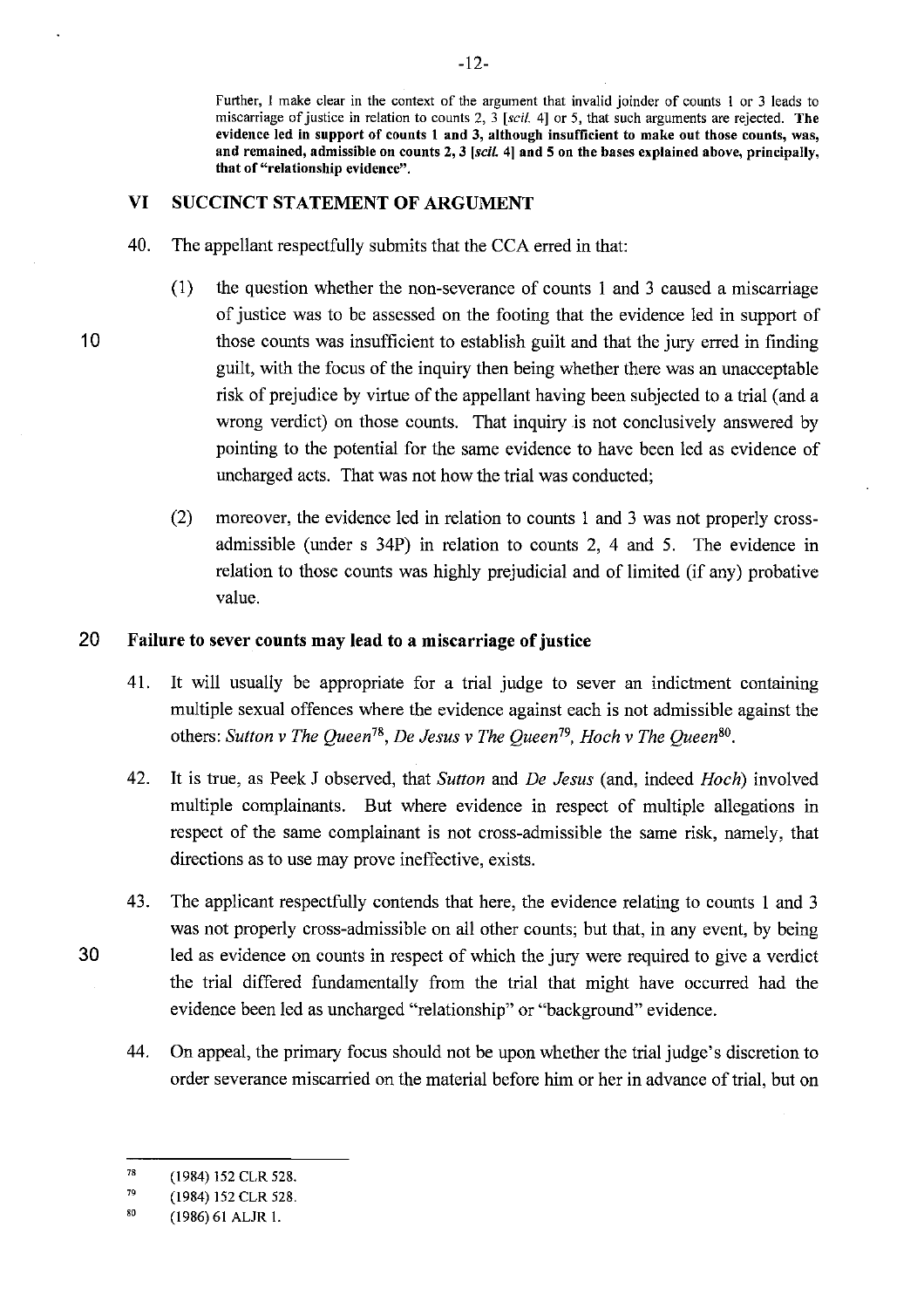Further, I make clear in the context of the argument that invalid joinder of counts 1 or 3 leads to miscarriage of justice in relation to counts 2, 3 [*scil.* 4] or 5, that such arguments are rejected. **The evidence led in support of counts 1 and 3, although insufficient to make out those counts, was, and remained, admissible on counts 2, 3 [*scil.* 4] and 5 on the bases explained above, principally, that of "relationship evidence".**

## VI SUCCINCT STATEMENT OF ARGUMENT

40. The appellant respectfully submits that the CCA erred in that:

    (1) the question whether the non-severance of counts 1 and 3 caused a miscarriage of justice was to be assessed on the footing that the evidence led in support of those counts was insufficient to establish guilt and that the jury erred in finding guilt, with the focus of the inquiry then being whether there was an unacceptable risk of prejudice by virtue of the appellant having been subjected to a trial (and a wrong verdict) on those counts. That inquiry is not conclusively answered by pointing to the potential for the same evidence to have been led as evidence of uncharged acts. That was not how the trial was conducted;

    (2) moreover, the evidence led in relation to counts 1 and 3 was not properly cross-admissible (under s 34P) in relation to counts 2, 4 and 5. The evidence in relation to those counts was highly prejudicial and of limited (if any) probative value.

### Failure to sever counts may lead to a miscarriage of justice

41. It will usually be appropriate for a trial judge to sever an indictment containing multiple sexual offences where the evidence against each is not admissible against the others: *Sutton v The Queen*[78], *De Jesus v The Queen*[79], *Hoch v The Queen*[80].

42. It is true, as Peek J observed, that *Sutton* and *De Jesus* (and, indeed *Hoch*) involved multiple complainants. But where evidence in respect of multiple allegations in respect of the same complainant is not cross-admissible the same risk, namely, that directions as to use may prove ineffective, exists.

43. The applicant respectfully contends that here, the evidence relating to counts 1 and 3 was not properly cross-admissible on all other counts; but that, in any event, by being led as evidence on counts in respect of which the jury were required to give a verdict the trial differed fundamentally from the trial that might have occurred had the evidence been led as uncharged "relationship" or "background" evidence.

44. On appeal, the primary focus should not be upon whether the trial judge's discretion to order severance miscarried on the material before him or her in advance of trial, but on

---

[78] (1984) 152 CLR 528.

[79] (1984) 152 CLR 528.

[80] (1986) 61 ALJR 1.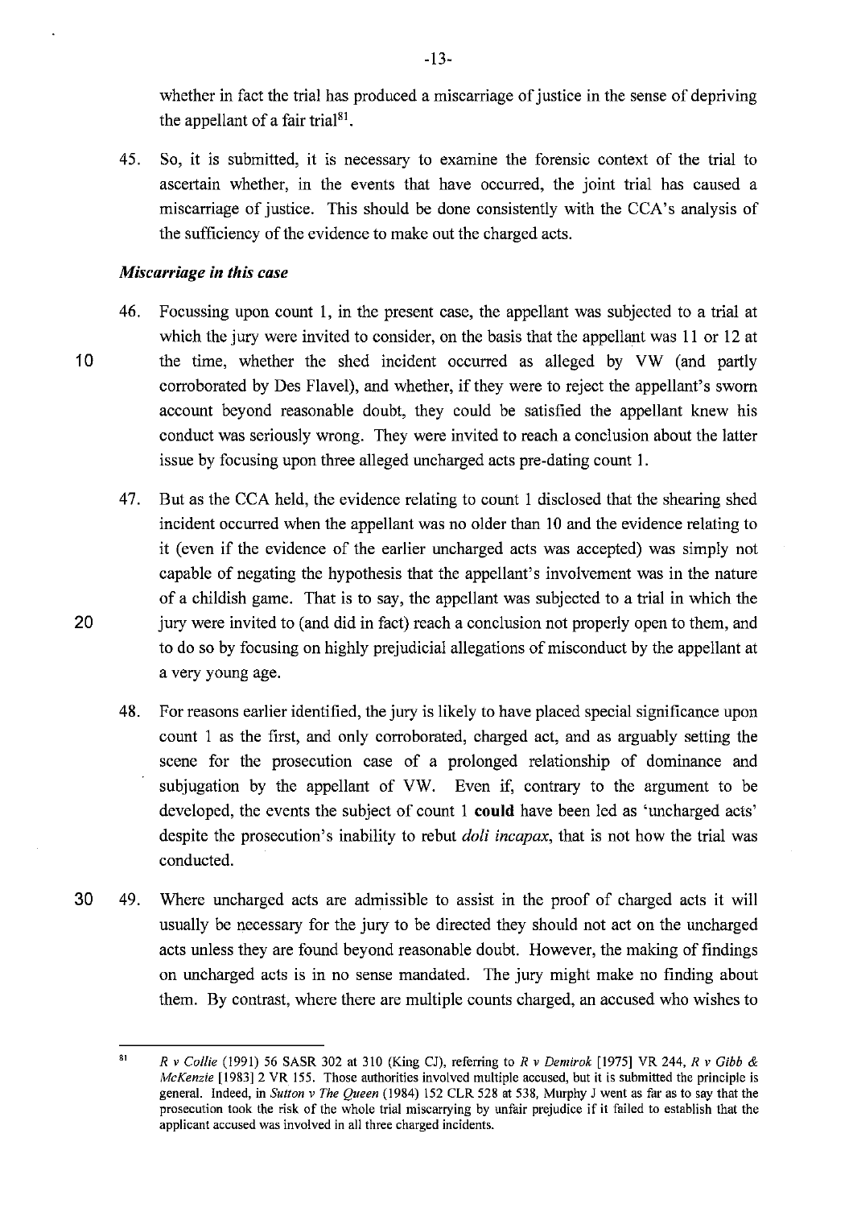whether in fact the trial has produced a miscarriage of justice in the sense of depriving the appellant of a fair trial[81].

45. So, it is submitted, it is necessary to examine the forensic context of the trial to ascertain whether, in the events that have occurred, the joint trial has caused a miscarriage of justice. This should be done consistently with the CCA's analysis of the sufficiency of the evidence to make out the charged acts.

### *Miscarriage in this case*

46. Focussing upon count 1, in the present case, the appellant was subjected to a trial at which the jury were invited to consider, on the basis that the appellant was 11 or 12 at the time, whether the shed incident occurred as alleged by VW (and partly corroborated by Des Flavel), and whether, if they were to reject the appellant's sworn account beyond reasonable doubt, they could be satisfied the appellant knew his conduct was seriously wrong. They were invited to reach a conclusion about the latter issue by focusing upon three alleged uncharged acts pre-dating count 1.

47. But as the CCA held, the evidence relating to count 1 disclosed that the shearing shed incident occurred when the appellant was no older than 10 and the evidence relating to it (even if the evidence of the earlier uncharged acts was accepted) was simply not capable of negating the hypothesis that the appellant's involvement was in the nature of a childish game. That is to say, the appellant was subjected to a trial in which the jury were invited to (and did in fact) reach a conclusion not properly open to them, and to do so by focusing on highly prejudicial allegations of misconduct by the appellant at a very young age.

48. For reasons earlier identified, the jury is likely to have placed special significance upon count 1 as the first, and only corroborated, charged act, and as arguably setting the scene for the prosecution case of a prolonged relationship of dominance and subjugation by the appellant of VW. Even if, contrary to the argument to be developed, the events the subject of count 1 **could** have been led as 'uncharged acts' despite the prosecution's inability to rebut *doli incapax*, that is not how the trial was conducted.

49. Where uncharged acts are admissible to assist in the proof of charged acts it will usually be necessary for the jury to be directed they should not act on the uncharged acts unless they are found beyond reasonable doubt. However, the making of findings on uncharged acts is in no sense mandated. The jury might make no finding about them. By contrast, where there are multiple counts charged, an accused who wishes to

---

[81] *R v Collie* (1991) 56 SASR 302 at 310 (King CJ), referring to *R v Demirok* [1975] VR 244, *R v Gibb & McKenzie* [1983] 2 VR 155. Those authorities involved multiple accused, but it is submitted the principle is general. Indeed, in *Sutton v The Queen* (1984) 152 CLR 528 at 538, Murphy J went as far as to say that the prosecution took the risk of the whole trial miscarrying by unfair prejudice if it failed to establish that the applicant accused was involved in all three charged incidents.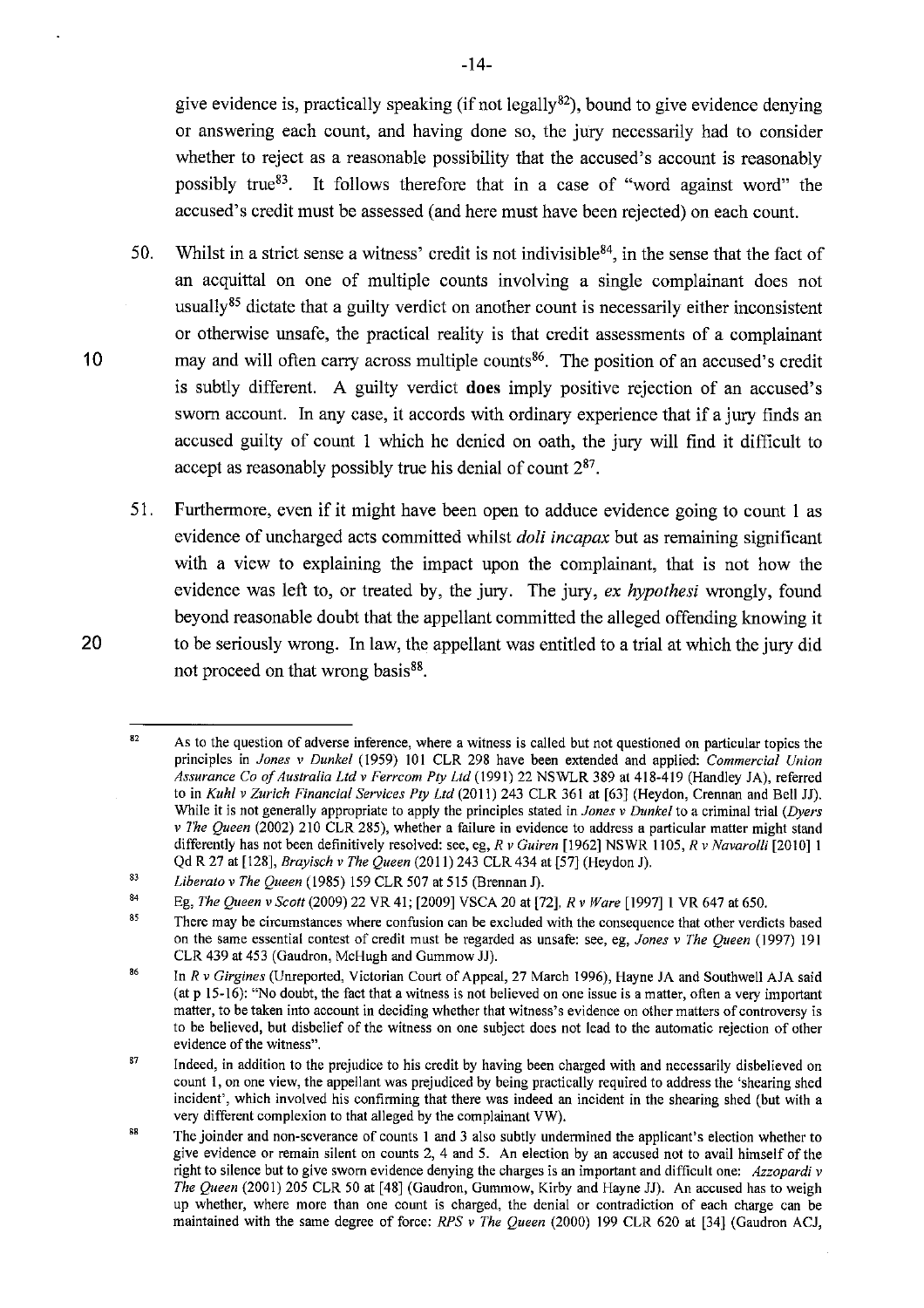give evidence is, practically speaking (if not legally[82]), bound to give evidence denying or answering each count, and having done so, the jury necessarily had to consider whether to reject as a reasonable possibility that the accused's account is reasonably possibly true[83]. It follows therefore that in a case of "word against word" the accused's credit must be assessed (and here must have been rejected) on each count.

50. Whilst in a strict sense a witness' credit is not indivisible[84], in the sense that the fact of an acquittal on one of multiple counts involving a single complainant does not usually[85] dictate that a guilty verdict on another count is necessarily either inconsistent or otherwise unsafe, the practical reality is that credit assessments of a complainant may and will often carry across multiple counts[86]. The position of an accused's credit is subtly different. A guilty verdict **does** imply positive rejection of an accused's sworn account. In any case, it accords with ordinary experience that if a jury finds an accused guilty of count 1 which he denied on oath, the jury will find it difficult to accept as reasonably possibly true his denial of count 2[87].

51. Furthermore, even if it might have been open to adduce evidence going to count 1 as evidence of uncharged acts committed whilst *doli incapax* but as remaining significant with a view to explaining the impact upon the complainant, that is not how the evidence was left to, or treated by, the jury. The jury, *ex hypothesi* wrongly, found beyond reasonable doubt that the appellant committed the alleged offending knowing it to be seriously wrong. In law, the appellant was entitled to a trial at which the jury did not proceed on that wrong basis[88].

---

[82] As to the question of adverse inference, where a witness is called but not questioned on particular topics the principles in *Jones v Dunkel* (1959) 101 CLR 298 have been extended and applied: *Commercial Union Assurance Co of Australia Ltd v Ferrcom Pty Ltd* (1991) 22 NSWLR 389 at 418-419 (Handley JA), referred to in *Kuhl v Zurich Financial Services Pty Ltd* (2011) 243 CLR 361 at [63] (Heydon, Crennan and Bell JJ). While it is not generally appropriate to apply the principles stated in *Jones v Dunkel* to a criminal trial (*Dyers v The Queen* (2002) 210 CLR 285), whether a failure in evidence to address a particular matter might stand differently has not been definitively resolved: see, eg, *R v Guiren* [1962] NSWR 1105, *R v Navarolli* [2010] 1 Qd R 27 at [128], *Brayisch v The Queen* (2011) 243 CLR 434 at [57] (Heydon J).

[83] *Liberato v The Queen* (1985) 159 CLR 507 at 515 (Brennan J).

[84] Eg, *The Queen v Scott* (2009) 22 VR 41; [2009] VSCA 20 at [72], *R v Ware* [1997] 1 VR 647 at 650.

[85] There may be circumstances where confusion can be excluded with the consequence that other verdicts based on the same essential contest of credit must be regarded as unsafe: see, eg, *Jones v The Queen* (1997) 191 CLR 439 at 453 (Gaudron, McHugh and Gummow JJ).

[86] In *R v Girgines* (Unreported, Victorian Court of Appeal, 27 March 1996), Hayne JA and Southwell AJA said (at p 15-16): "No doubt, the fact that a witness is not believed on one issue is a matter, often a very important matter, to be taken into account in deciding whether that witness's evidence on other matters of controversy is to be believed, but disbelief of the witness on one subject does not lead to the automatic rejection of other evidence of the witness".

[87] Indeed, in addition to the prejudice to his credit by having been charged with and necessarily disbelieved on count 1, on one view, the appellant was prejudiced by being practically required to address the 'shearing shed incident', which involved his confirming that there was indeed an incident in the shearing shed (but with a very different complexion to that alleged by the complainant VW).

[88] The joinder and non-severance of counts 1 and 3 also subtly undermined the applicant's election whether to give evidence or remain silent on counts 2, 4 and 5. An election by an accused not to avail himself of the right to silence but to give sworn evidence denying the charges is an important and difficult one: *Azzopardi v The Queen* (2001) 205 CLR 50 at [48] (Gaudron, Gummow, Kirby and Hayne JJ). An accused has to weigh up whether, where more than one count is charged, the denial or contradiction of each charge can be maintained with the same degree of force: *RPS v The Queen* (2000) 199 CLR 620 at [34] (Gaudron ACJ,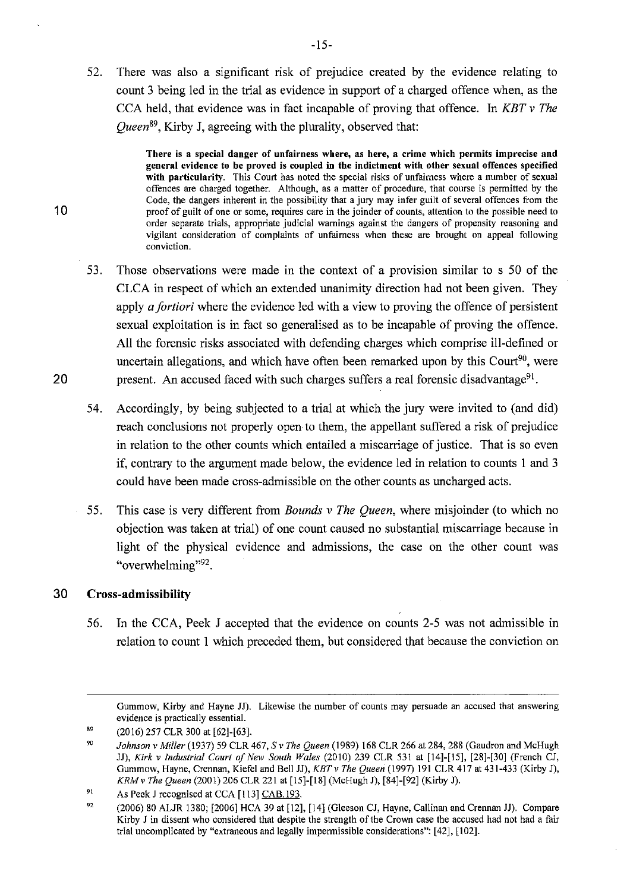52. There was also a significant risk of prejudice created by the evidence relating to count 3 being led in the trial as evidence in support of a charged offence when, as the CCA held, that evidence was in fact incapable of proving that offence. In *KBT v The Queen*[89], Kirby J, agreeing with the plurality, observed that:

> **There is a special danger of unfairness where, as here, a crime which permits imprecise and general evidence to be proved is coupled in the indictment with other sexual offences specified with particularity.** This Court has noted the special risks of unfairness where a number of sexual offences are charged together. Although, as a matter of procedure, that course is permitted by the Code, the dangers inherent in the possibility that a jury may infer guilt of several offences from the proof of guilt of one or some, requires care in the joinder of counts, attention to the possible need to order separate trials, appropriate judicial warnings against the dangers of propensity reasoning and vigilant consideration of complaints of unfairness when these are brought on appeal following conviction.

53. Those observations were made in the context of a provision similar to s 50 of the CLCA in respect of which an extended unanimity direction had not been given. They apply *a fortiori* where the evidence led with a view to proving the offence of persistent sexual exploitation is in fact so generalised as to be incapable of proving the offence. All the forensic risks associated with defending charges which comprise ill-defined or uncertain allegations, and which have often been remarked upon by this Court[90], were present. An accused faced with such charges suffers a real forensic disadvantage[91].

54. Accordingly, by being subjected to a trial at which the jury were invited to (and did) reach conclusions not properly open to them, the appellant suffered a risk of prejudice in relation to the other counts which entailed a miscarriage of justice. That is so even if, contrary to the argument made below, the evidence led in relation to counts 1 and 3 could have been made cross-admissible on the other counts as uncharged acts.

55. This case is very different from *Bounds v The Queen*, where misjoinder (to which no objection was taken at trial) of one count caused no substantial miscarriage because in light of the physical evidence and admissions, the case on the other count was "overwhelming"[92].

**Cross-admissibility**

56. In the CCA, Peek J accepted that the evidence on counts 2-5 was not admissible in relation to count 1 which preceded them, but considered that because the conviction on

---

Gummow, Kirby and Hayne JJ). Likewise the number of counts may persuade an accused that answering evidence is practically essential.

[89] (2016) 257 CLR 300 at [62]-[63].

[90] *Johnson v Miller* (1937) 59 CLR 467, *S v The Queen* (1989) 168 CLR 266 at 284, 288 (Gaudron and McHugh JJ), *Kirk v Industrial Court of New South Wales* (2010) 239 CLR 531 at [14]-[15], [28]-[30] (French CJ, Gummow, Hayne, Crennan, Kiefel and Bell JJ), *KBT v The Queen* (1997) 191 CLR 417 at 431-433 (Kirby J), *KRM v The Queen* (2001) 206 CLR 221 at [15]-[18] (McHugh J), [84]-[92] (Kirby J).

[91] As Peek J recognised at CCA [113] CAB.193.

[92] (2006) 80 ALJR 1380; [2006] HCA 39 at [12], [14] (Gleeson CJ, Hayne, Callinan and Crennan JJ). Compare Kirby J in dissent who considered that despite the strength of the Crown case the accused had not had a fair trial uncomplicated by "extraneous and legally impermissible considerations": [42], [102].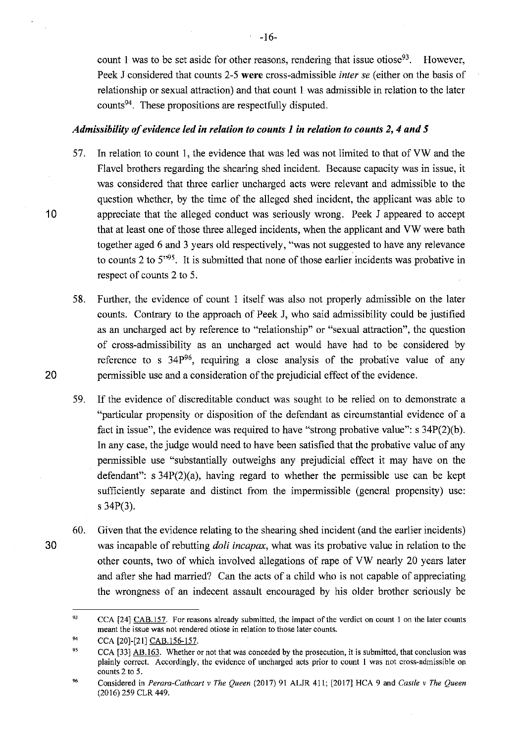count 1 was to be set aside for other reasons, rendering that issue otiose[93]. However, Peek J considered that counts 2-5 **were** cross-admissible *inter se* (either on the basis of relationship or sexual attraction) and that count 1 was admissible in relation to the later counts[94]. These propositions are respectfully disputed.

### *Admissibility of evidence led in relation to counts 1 in relation to counts 2, 4 and 5*

57. In relation to count 1, the evidence that was led was not limited to that of VW and the Flavel brothers regarding the shearing shed incident. Because capacity was in issue, it was considered that three earlier uncharged acts were relevant and admissible to the question whether, by the time of the alleged shed incident, the applicant was able to appreciate that the alleged conduct was seriously wrong. Peek J appeared to accept that at least one of those three alleged incidents, when the applicant and VW were bath together aged 6 and 3 years old respectively, "was not suggested to have any relevance to counts 2 to 5"[95]. It is submitted that none of those earlier incidents was probative in respect of counts 2 to 5.

58. Further, the evidence of count 1 itself was also not properly admissible on the later counts. Contrary to the approach of Peek J, who said admissibility could be justified as an uncharged act by reference to "relationship" or "sexual attraction", the question of cross-admissibility as an uncharged act would have had to be considered by reference to s 34P[96], requiring a close analysis of the probative value of any permissible use and a consideration of the prejudicial effect of the evidence.

59. If the evidence of discreditable conduct was sought to be relied on to demonstrate a "particular propensity or disposition of the defendant as circumstantial evidence of a fact in issue", the evidence was required to have "strong probative value": s 34P(2)(b). In any case, the judge would need to have been satisfied that the probative value of any permissible use "substantially outweighs any prejudicial effect it may have on the defendant": s 34P(2)(a), having regard to whether the permissible use can be kept sufficiently separate and distinct from the impermissible (general propensity) use: s 34P(3).

60. Given that the evidence relating to the shearing shed incident (and the earlier incidents) was incapable of rebutting *doli incapax*, what was its probative value in relation to the other counts, two of which involved allegations of rape of VW nearly 20 years later and after she had married? Can the acts of a child who is not capable of appreciating the wrongness of an indecent assault encouraged by his older brother seriously be

---

[93] CCA [24] CAB.157. For reasons already submitted, the impact of the verdict on count 1 on the later counts meant the issue was not rendered otiose in relation to those later counts.

[94] CCA [20]-[21] CAB.156-157.

[95] CCA [33] AB.163. Whether or not that was conceded by the prosecution, it is submitted, that conclusion was plainly correct. Accordingly, the evidence of uncharged acts prior to count 1 was not cross-admissible on counts 2 to 5.

[96] Considered in *Perara-Cathcart v The Queen* (2017) 91 ALJR 411; [2017] HCA 9 and *Castle v The Queen* (2016) 259 CLR 449.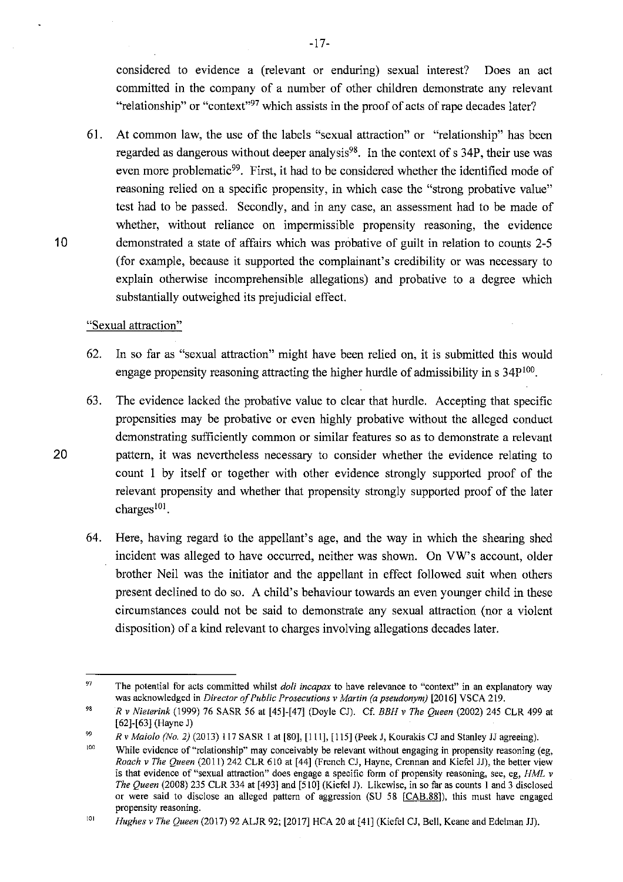considered to evidence a (relevant or enduring) sexual interest? Does an act committed in the company of a number of other children demonstrate any relevant "relationship" or "context"[97] which assists in the proof of acts of rape decades later?

61. At common law, the use of the labels "sexual attraction" or "relationship" has been regarded as dangerous without deeper analysis[98]. In the context of s 34P, their use was even more problematic[99]. First, it had to be considered whether the identified mode of reasoning relied on a specific propensity, in which case the "strong probative value" test had to be passed. Secondly, and in any case, an assessment had to be made of whether, without reliance on impermissible propensity reasoning, the evidence demonstrated a state of affairs which was probative of guilt in relation to counts 2-5 (for example, because it supported the complainant's credibility or was necessary to explain otherwise incomprehensible allegations) and probative to a degree which substantially outweighed its prejudicial effect.

"Sexual attraction"

62. In so far as "sexual attraction" might have been relied on, it is submitted this would engage propensity reasoning attracting the higher hurdle of admissibility in s 34P[100].

63. The evidence lacked the probative value to clear that hurdle. Accepting that specific propensities may be probative or even highly probative without the alleged conduct demonstrating sufficiently common or similar features so as to demonstrate a relevant pattern, it was nevertheless necessary to consider whether the evidence relating to count 1 by itself or together with other evidence strongly supported proof of the relevant propensity and whether that propensity strongly supported proof of the later charges[101].

64. Here, having regard to the appellant's age, and the way in which the shearing shed incident was alleged to have occurred, neither was shown. On VW's account, older brother Neil was the initiator and the appellant in effect followed suit when others present declined to do so. A child's behaviour towards an even younger child in these circumstances could not be said to demonstrate any sexual attraction (nor a violent disposition) of a kind relevant to charges involving allegations decades later.

---

[97] The potential for acts committed whilst *doli incapax* to have relevance to "context" in an explanatory way was acknowledged in *Director of Public Prosecutions v Martin (a pseudonym)* [2016] VSCA 219.

[98] *R v Nieterink* (1999) 76 SASR 56 at [45]-[47] (Doyle CJ). Cf. *BBH v The Queen* (2002) 245 CLR 499 at [62]-[63] (Hayne J)

[99] *R v Maiolo (No. 2)* (2013) 117 SASR 1 at [80], [111], [115] (Peek J, Kourakis CJ and Stanley JJ agreeing).

[100] While evidence of "relationship" may conceivably be relevant without engaging in propensity reasoning (eg, *Roach v The Queen* (2011) 242 CLR 610 at [44] (French CJ, Hayne, Crennan and Kiefel JJ), the better view is that evidence of "sexual attraction" does engage a specific form of propensity reasoning, see, eg, *HML v The Queen* (2008) 235 CLR 334 at [493] and [510] (Kiefel J). Likewise, in so far as counts 1 and 3 disclosed or were said to disclose an alleged pattern of aggression (SU 58 [CAB.88]), this must have engaged propensity reasoning.

[101] *Hughes v The Queen* (2017) 92 ALJR 92; [2017] HCA 20 at [41] (Kiefel CJ, Bell, Keane and Edelman JJ).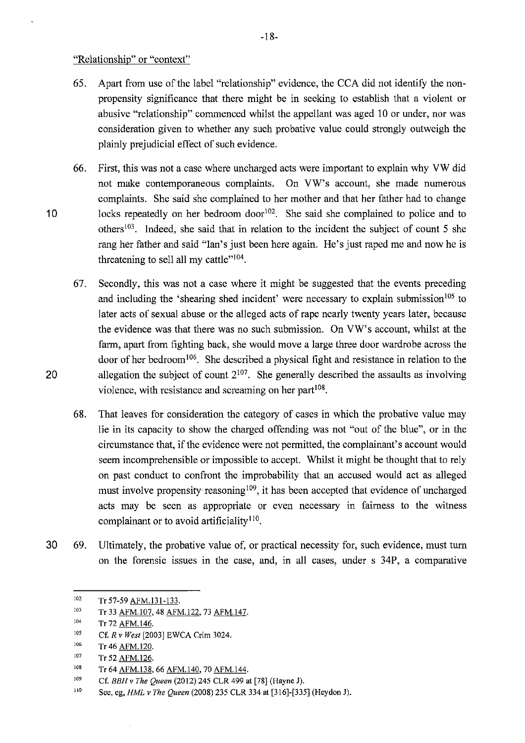"Relationship" or "context"

65. Apart from use of the label "relationship" evidence, the CCA did not identify the non-propensity significance that there might be in seeking to establish that a violent or abusive "relationship" commenced whilst the appellant was aged 10 or under, nor was consideration given to whether any such probative value could strongly outweigh the plainly prejudicial effect of such evidence.

66. First, this was not a case where uncharged acts were important to explain why VW did not make contemporaneous complaints. On VW's account, she made numerous complaints. She said she complained to her mother and that her father had to change locks repeatedly on her bedroom door[102]. She said she complained to police and to others[103]. Indeed, she said that in relation to the incident the subject of count 5 she rang her father and said "Ian's just been here again. He's just raped me and now he is threatening to sell all my cattle"[104].

67. Secondly, this was not a case where it might be suggested that the events preceding and including the 'shearing shed incident' were necessary to explain submission[105] to later acts of sexual abuse or the alleged acts of rape nearly twenty years later, because the evidence was that there was no such submission. On VW's account, whilst at the farm, apart from fighting back, she would move a large three door wardrobe across the door of her bedroom[106]. She described a physical fight and resistance in relation to the allegation the subject of count 2[107]. She generally described the assaults as involving violence, with resistance and screaming on her part[108].

68. That leaves for consideration the category of cases in which the probative value may lie in its capacity to show the charged offending was not "out of the blue", or in the circumstance that, if the evidence were not permitted, the complainant's account would seem incomprehensible or impossible to accept. Whilst it might be thought that to rely on past conduct to confront the improbability that an accused would act as alleged must involve propensity reasoning[109], it has been accepted that evidence of uncharged acts may be seen as appropriate or even necessary in fairness to the witness complainant or to avoid artificiality[110].

69. Ultimately, the probative value of, or practical necessity for, such evidence, must turn on the forensic issues in the case, and, in all cases, under s 34P, a comparative

---

102 Tr 57-59 AFM.131-133.

103 Tr 33 AFM.107, 48 AFM.122, 73 AFM.147.

104 Tr 72 AFM.146.

105 Cf. *R v West* [2003] EWCA Crim 3024.

106 Tr 46 AFM.120.

107 Tr 52 AFM.126.

108 Tr 64 AFM.138, 66 AFM.140, 70 AFM.144.

109 Cf. *BBH v The Queen* (2012) 245 CLR 499 at [78] (Hayne J).

110 See, eg, *HML v The Queen* (2008) 235 CLR 334 at [316]-[335] (Heydon J).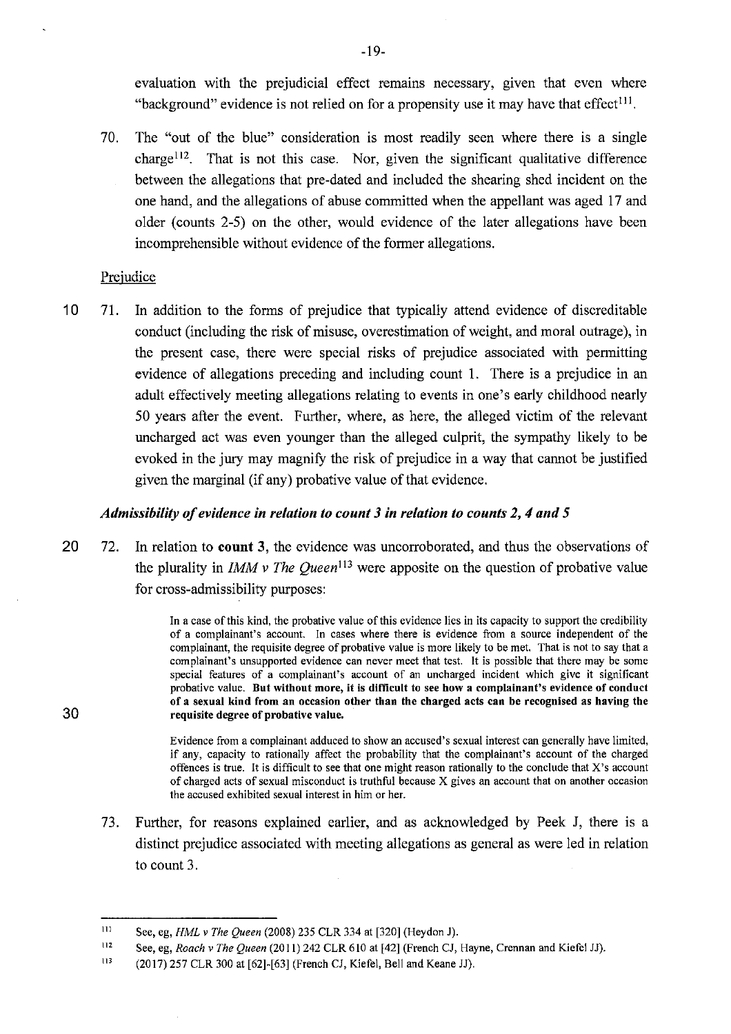evaluation with the prejudicial effect remains necessary, given that even where "background" evidence is not relied on for a propensity use it may have that effect[111].

70. The "out of the blue" consideration is most readily seen where there is a single charge[112]. That is not this case. Nor, given the significant qualitative difference between the allegations that pre-dated and included the shearing shed incident on the one hand, and the allegations of abuse committed when the appellant was aged 17 and older (counts 2-5) on the other, would evidence of the later allegations have been incomprehensible without evidence of the former allegations.

Prejudice

71. In addition to the forms of prejudice that typically attend evidence of discreditable conduct (including the risk of misuse, overestimation of weight, and moral outrage), in the present case, there were special risks of prejudice associated with permitting evidence of allegations preceding and including count 1. There is a prejudice in an adult effectively meeting allegations relating to events in one's early childhood nearly 50 years after the event. Further, where, as here, the alleged victim of the relevant uncharged act was even younger than the alleged culprit, the sympathy likely to be evoked in the jury may magnify the risk of prejudice in a way that cannot be justified given the marginal (if any) probative value of that evidence.

### *Admissibility of evidence in relation to count 3 in relation to counts 2, 4 and 5*

72. In relation to **count 3**, the evidence was uncorroborated, and thus the observations of the plurality in *IMM v The Queen*[113] were apposite on the question of probative value for cross-admissibility purposes:

> In a case of this kind, the probative value of this evidence lies in its capacity to support the credibility of a complainant's account. In cases where there is evidence from a source independent of the complainant, the requisite degree of probative value is more likely to be met. That is not to say that a complainant's unsupported evidence can never meet that test. It is possible that there may be some special features of a complainant's account of an uncharged incident which give it significant probative value. **But without more, it is difficult to see how a complainant's evidence of conduct of a sexual kind from an occasion other than the charged acts can be recognised as having the requisite degree of probative value.**
>
> Evidence from a complainant adduced to show an accused's sexual interest can generally have limited, if any, capacity to rationally affect the probability that the complainant's account of the charged offences is true. It is difficult to see that one might reason rationally to the conclude that X's account of charged acts of sexual misconduct is truthful because X gives an account that on another occasion the accused exhibited sexual interest in him or her.

73. Further, for reasons explained earlier, and as acknowledged by Peek J, there is a distinct prejudice associated with meeting allegations as general as were led in relation to count 3.

---

[111] See, eg, *HML v The Queen* (2008) 235 CLR 334 at [320] (Heydon J).

[112] See, eg, *Roach v The Queen* (2011) 242 CLR 610 at [42] (French CJ, Hayne, Crennan and Kiefel JJ).

[113] (2017) 257 CLR 300 at [62]-[63] (French CJ, Kiefel, Bell and Keane JJ).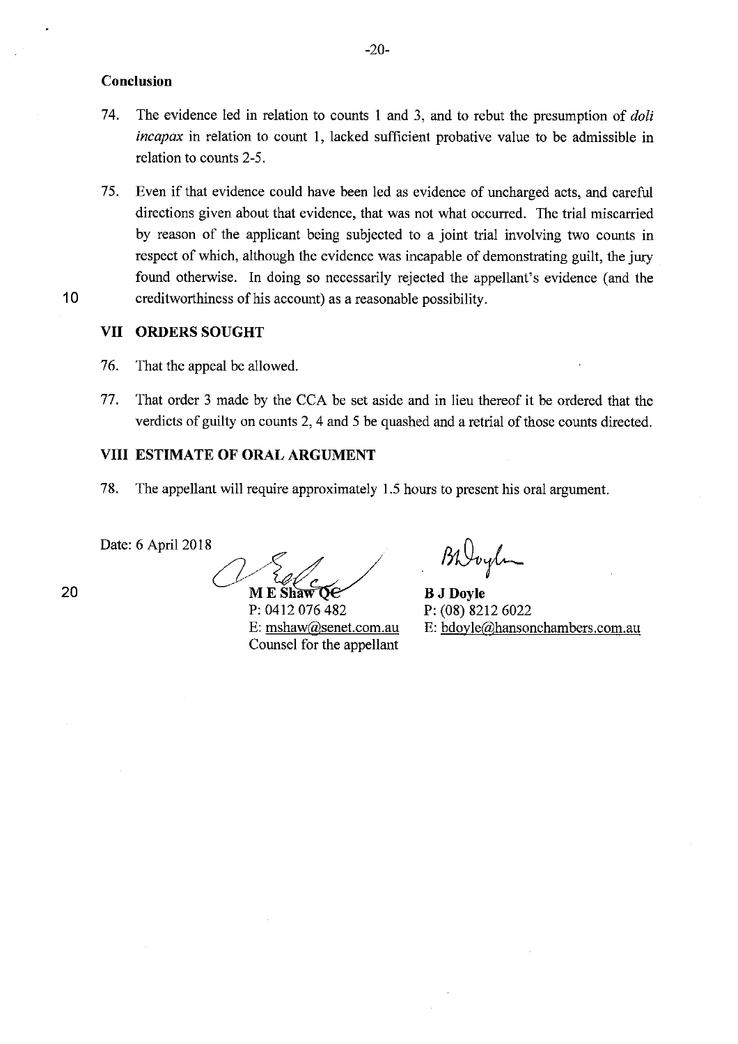**Conclusion**

74. The evidence led in relation to counts 1 and 3, and to rebut the presumption of *doli incapax* in relation to count 1, lacked sufficient probative value to be admissible in relation to counts 2-5.

75. Even if that evidence could have been led as evidence of uncharged acts, and careful directions given about that evidence, that was not what occurred. The trial miscarried by reason of the applicant being subjected to a joint trial involving two counts in respect of which, although the evidence was incapable of demonstrating guilt, the jury found otherwise. In doing so necessarily rejected the appellant's evidence (and the creditworthiness of his account) as a reasonable possibility.

## VII ORDERS SOUGHT

76. That the appeal be allowed.

77. That order 3 made by the CCA be set aside and in lieu thereof it be ordered that the verdicts of guilty on counts 2, 4 and 5 be quashed and a retrial of those counts directed.

## VIII ESTIMATE OF ORAL ARGUMENT

78. The appellant will require approximately 1.5 hours to present his oral argument.

Date: 6 April 2018

**M E Shaw QC**
P: 0412 076 482
E: mshaw@senet.com.au
Counsel for the appellant

**B J Doyle**
P: (08) 8212 6022
E: bdoyle@hansonchambers.com.au